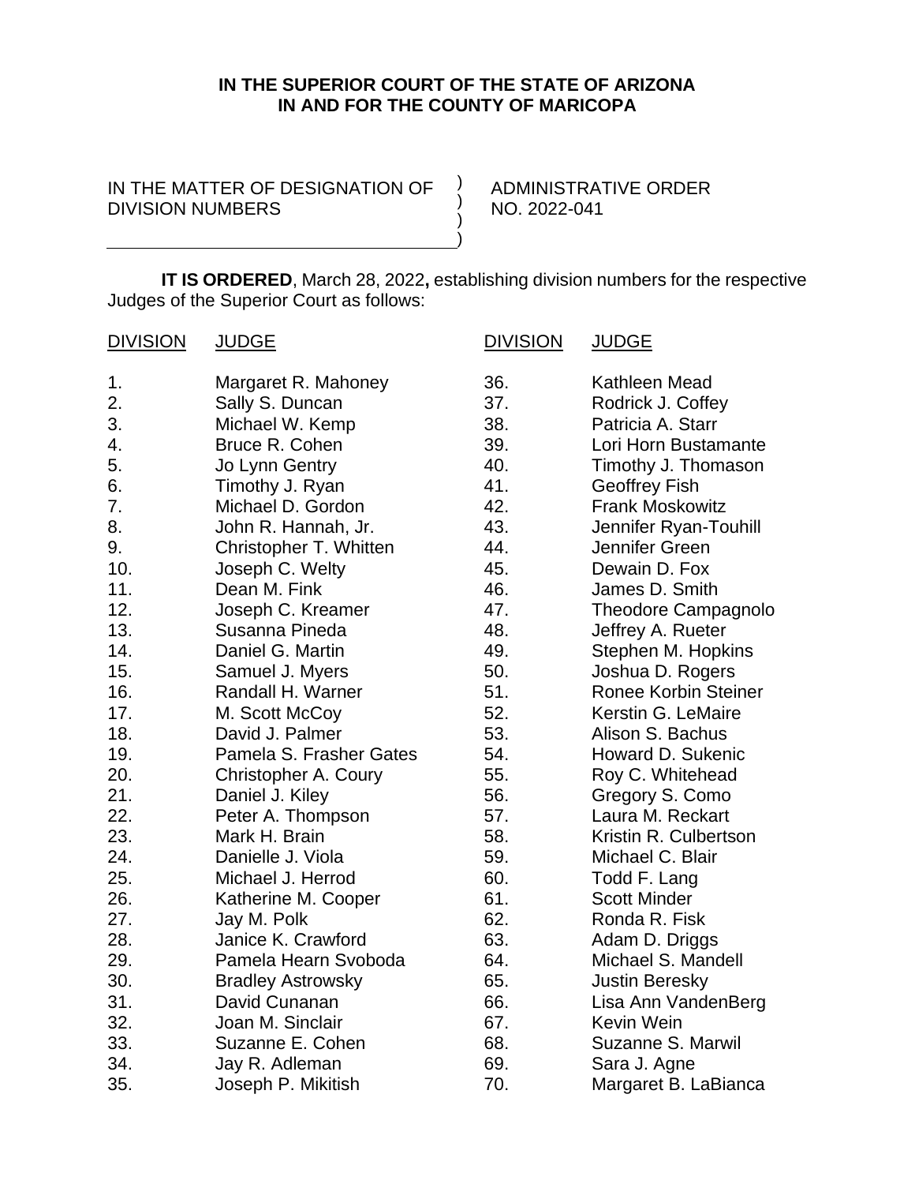**IN THE SUPERIOR COURT OF THE STATE OF ARIZONA**
**IN AND FOR THE COUNTY OF MARICOPA**

IN THE MATTER OF DESIGNATION OF DIVISION NUMBERS

ADMINISTRATIVE ORDER NO. 2022-041

**IT IS ORDERED**, March 28, 2022**,** establishing division numbers for the respective Judges of the Superior Court as follows:

| DIVISION | JUDGE |
|---|---|
| 1. | Margaret R. Mahoney |
| 2. | Sally S. Duncan |
| 3. | Michael W. Kemp |
| 4. | Bruce R. Cohen |
| 5. | Jo Lynn Gentry |
| 6. | Timothy J. Ryan |
| 7. | Michael D. Gordon |
| 8. | John R. Hannah, Jr. |
| 9. | Christopher T. Whitten |
| 10. | Joseph C. Welty |
| 11. | Dean M. Fink |
| 12. | Joseph C. Kreamer |
| 13. | Susanna Pineda |
| 14. | Daniel G. Martin |
| 15. | Samuel J. Myers |
| 16. | Randall H. Warner |
| 17. | M. Scott McCoy |
| 18. | David J. Palmer |
| 19. | Pamela S. Frasher Gates |
| 20. | Christopher A. Coury |
| 21. | Daniel J. Kiley |
| 22. | Peter A. Thompson |
| 23. | Mark H. Brain |
| 24. | Danielle J. Viola |
| 25. | Michael J. Herrod |
| 26. | Katherine M. Cooper |
| 27. | Jay M. Polk |
| 28. | Janice K. Crawford |
| 29. | Pamela Hearn Svoboda |
| 30. | Bradley Astrowsky |
| 31. | David Cunanan |
| 32. | Joan M. Sinclair |
| 33. | Suzanne E. Cohen |
| 34. | Jay R. Adleman |
| 35. | Joseph P. Mikitish |
| 36. | Kathleen Mead |
| 37. | Rodrick J. Coffey |
| 38. | Patricia A. Starr |
| 39. | Lori Horn Bustamante |
| 40. | Timothy J. Thomason |
| 41. | Geoffrey Fish |
| 42. | Frank Moskowitz |
| 43. | Jennifer Ryan-Touhill |
| 44. | Jennifer Green |
| 45. | Dewain D. Fox |
| 46. | James D. Smith |
| 47. | Theodore Campagnolo |
| 48. | Jeffrey A. Rueter |
| 49. | Stephen M. Hopkins |
| 50. | Joshua D. Rogers |
| 51. | Ronee Korbin Steiner |
| 52. | Kerstin G. LeMaire |
| 53. | Alison S. Bachus |
| 54. | Howard D. Sukenic |
| 55. | Roy C. Whitehead |
| 56. | Gregory S. Como |
| 57. | Laura M. Reckart |
| 58. | Kristin R. Culbertson |
| 59. | Michael C. Blair |
| 60. | Todd F. Lang |
| 61. | Scott Minder |
| 62. | Ronda R. Fisk |
| 63. | Adam D. Driggs |
| 64. | Michael S. Mandell |
| 65. | Justin Beresky |
| 66. | Lisa Ann VandenBerg |
| 67. | Kevin Wein |
| 68. | Suzanne S. Marwil |
| 69. | Sara J. Agne |
| 70. | Margaret B. LaBianca |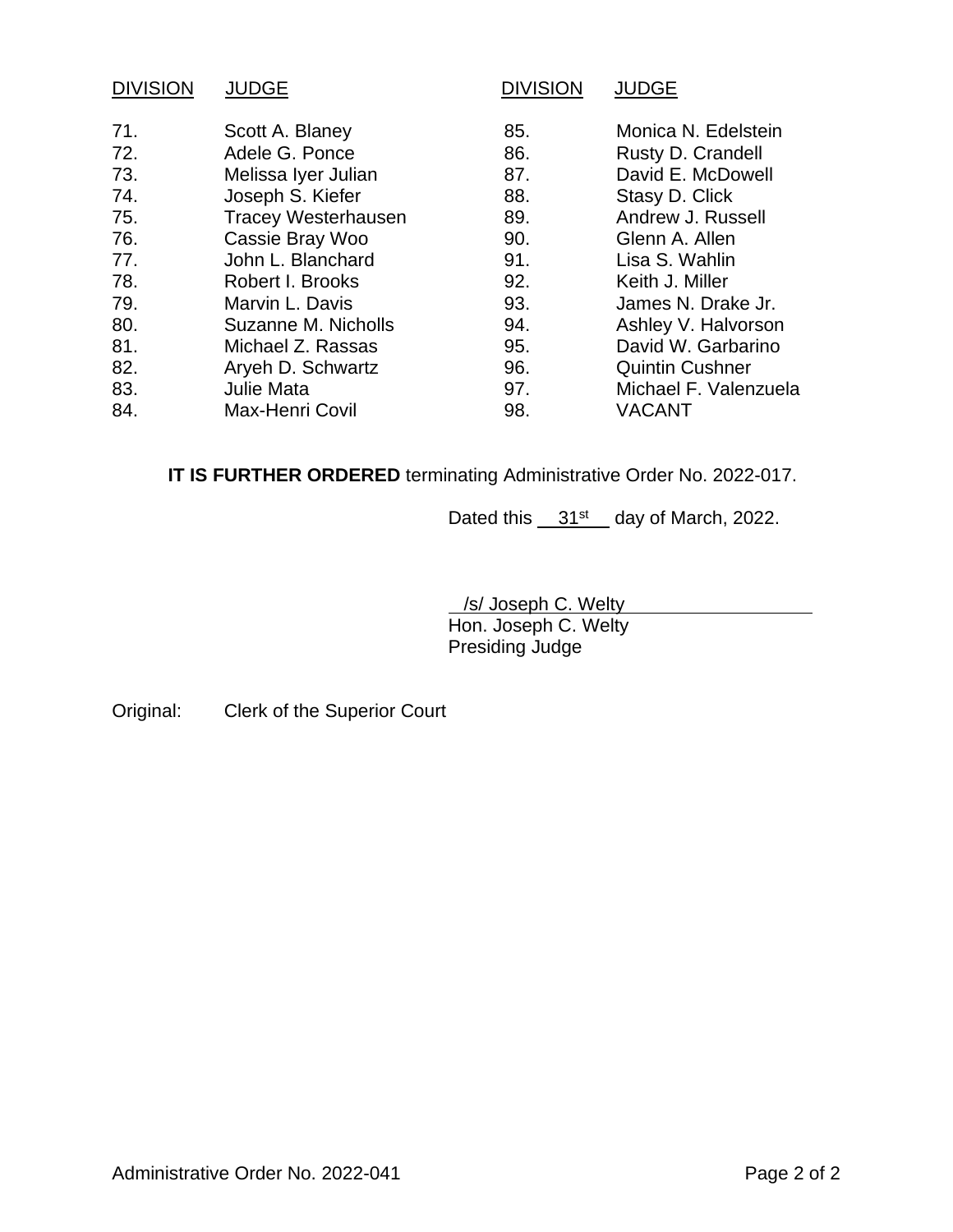| DIVISION | JUDGE | DIVISION | JUDGE |
| --- | --- | --- | --- |
| 71. | Scott A. Blaney | 85. | Monica N. Edelstein |
| 72. | Adele G. Ponce | 86. | Rusty D. Crandell |
| 73. | Melissa Iyer Julian | 87. | David E. McDowell |
| 74. | Joseph S. Kiefer | 88. | Stasy D. Click |
| 75. | Tracey Westerhausen | 89. | Andrew J. Russell |
| 76. | Cassie Bray Woo | 90. | Glenn A. Allen |
| 77. | John L. Blanchard | 91. | Lisa S. Wahlin |
| 78. | Robert I. Brooks | 92. | Keith J. Miller |
| 79. | Marvin L. Davis | 93. | James N. Drake Jr. |
| 80. | Suzanne M. Nicholls | 94. | Ashley V. Halvorson |
| 81. | Michael Z. Rassas | 95. | David W. Garbarino |
| 82. | Aryeh D. Schwartz | 96. | Quintin Cushner |
| 83. | Julie Mata | 97. | Michael F. Valenzuela |
| 84. | Max-Henri Covil | 98. | VACANT |

**IT IS FURTHER ORDERED** terminating Administrative Order No. 2022-017.

Dated this 31st day of March, 2022.

/s/ Joseph C. Welty
Hon. Joseph C. Welty
Presiding Judge

Original: Clerk of the Superior Court

Administrative Order No. 2022-041